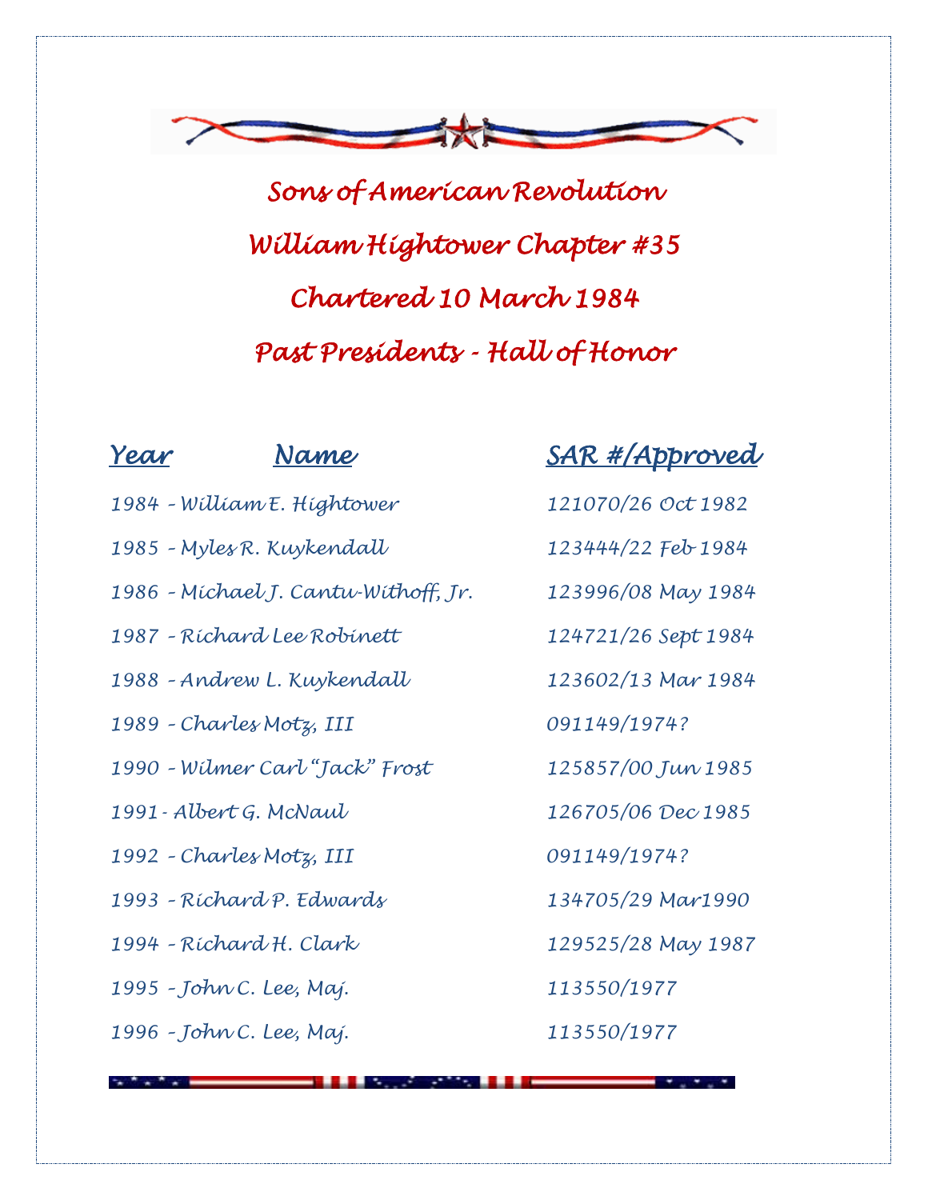# Sons of American Revolution

# William Hightower Chapter #35

# Chartered 10 March 1984

# Past Presidents - Hall of Honor

| Year | Name | SAR #/Approved |
|---|---|---|
| 1984 | William E. Hightower | 121070/26 Oct 1982 |
| 1985 | Myles R. Kuykendall | 123444/22 Feb 1984 |
| 1986 | Michael J. Cantu-Withoff, Jr. | 123996/08 May 1984 |
| 1987 | Richard Lee Robinett | 124721/26 Sept 1984 |
| 1988 | Andrew L. Kuykendall | 123602/13 Mar 1984 |
| 1989 | Charles Motz, III | 091149/1974? |
| 1990 | Wilmer Carl "Jack" Frost | 125857/00 Jun 1985 |
| 1991 | Albert G. McNaul | 126705/06 Dec 1985 |
| 1992 | Charles Motz, III | 091149/1974? |
| 1993 | Richard P. Edwards | 134705/29 Mar1990 |
| 1994 | Richard H. Clark | 129525/28 May 1987 |
| 1995 | John C. Lee, Maj. | 113550/1977 |
| 1996 | John C. Lee, Maj. | 113550/1977 |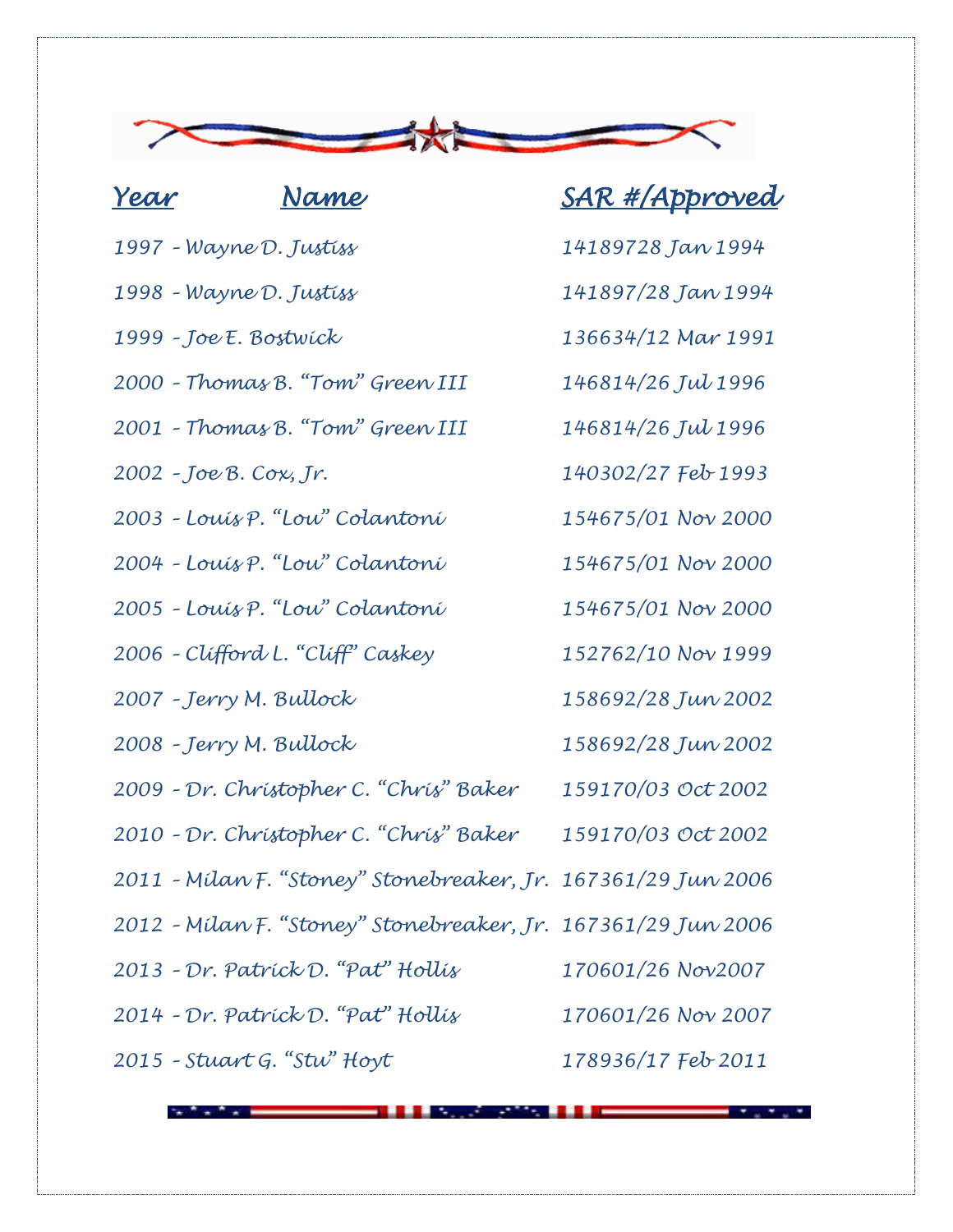| Year | Name | SAR #/Approved |
| --- | --- | --- |
| 1997 | – Wayne D. Justiss | 14189728 Jan 1994 |
| 1998 | – Wayne D. Justiss | 141897/28 Jan 1994 |
| 1999 | – Joe E. Bostwick | 136634/12 Mar 1991 |
| 2000 | – Thomas B. "Tom" Green III | 146814/26 Jul 1996 |
| 2001 | – Thomas B. "Tom" Green III | 146814/26 Jul 1996 |
| 2002 | – Joe B. Cox, Jr. | 140302/27 Feb 1993 |
| 2003 | – Louis P. "Lou" Colantoni | 154675/01 Nov 2000 |
| 2004 | – Louis P. "Lou" Colantoni | 154675/01 Nov 2000 |
| 2005 | – Louis P. "Lou" Colantoni | 154675/01 Nov 2000 |
| 2006 | – Clifford L. "Cliff" Caskey | 152762/10 Nov 1999 |
| 2007 | – Jerry M. Bullock | 158692/28 Jun 2002 |
| 2008 | – Jerry M. Bullock | 158692/28 Jun 2002 |
| 2009 | – Dr. Christopher C. "Chris" Baker | 159170/03 Oct 2002 |
| 2010 | – Dr. Christopher C. "Chris" Baker | 159170/03 Oct 2002 |
| 2011 | – Milan F. "Stoney" Stonebreaker, Jr. | 167361/29 Jun 2006 |
| 2012 | – Milan F. "Stoney" Stonebreaker, Jr. | 167361/29 Jun 2006 |
| 2013 | – Dr. Patrick D. "Pat" Hollis | 170601/26 Nov2007 |
| 2014 | – Dr. Patrick D. "Pat" Hollis | 170601/26 Nov 2007 |
| 2015 | – Stuart G. "Stu" Hoyt | 178936/17 Feb 2011 |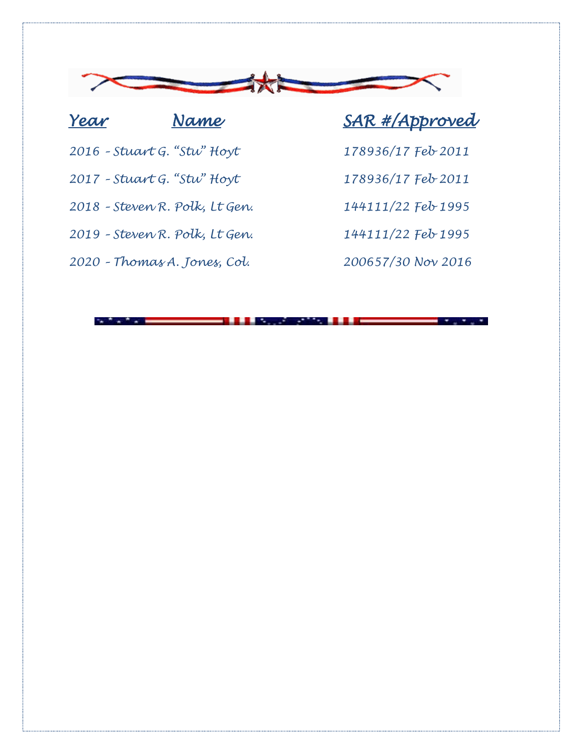| Year | Name | SAR #/Approved |
|---|---|---|
| 2016 | Stuart G. “Stu” Hoyt | 178936/17 Feb 2011 |
| 2017 | Stuart G. “Stu” Hoyt | 178936/17 Feb 2011 |
| 2018 | Steven R. Polk, Lt Gen. | 144111/22 Feb 1995 |
| 2019 | Steven R. Polk, Lt Gen. | 144111/22 Feb 1995 |
| 2020 | Thomas A. Jones, Col. | 200657/30 Nov 2016 |